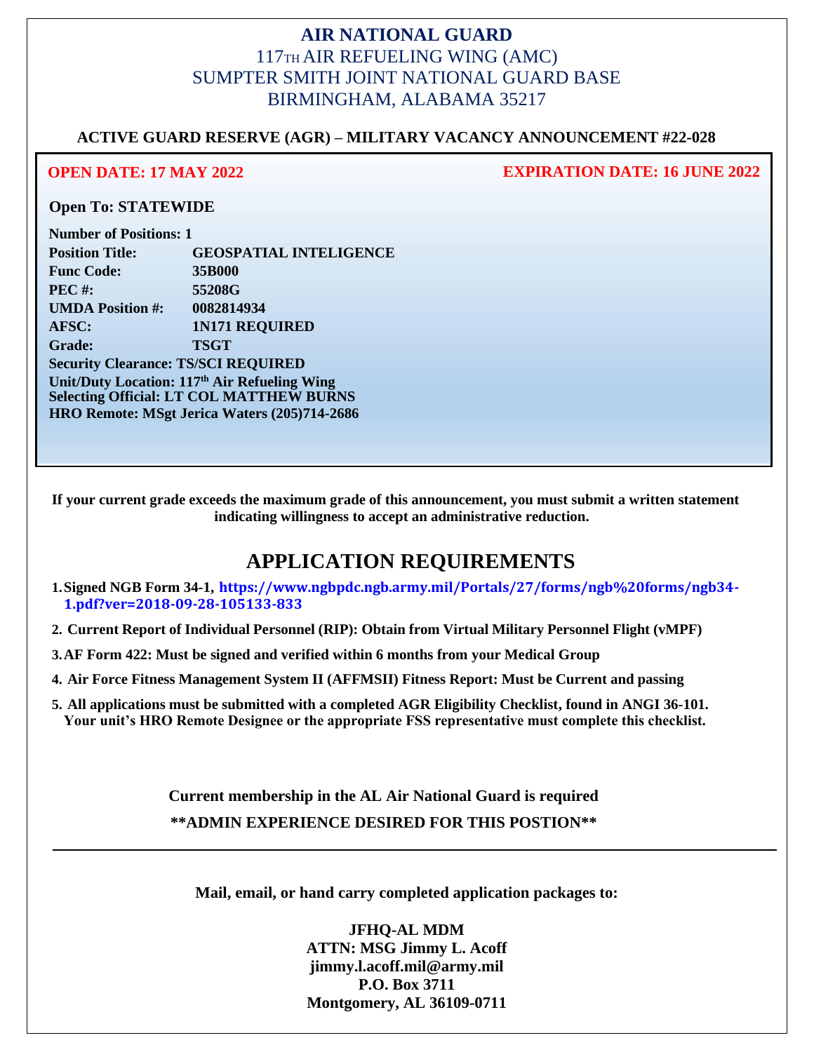# AIR NATIONAL GUARD

117TH AIR REFUELING WING (AMC)
SUMPTER SMITH JOINT NATIONAL GUARD BASE
BIRMINGHAM, ALABAMA 35217

**ACTIVE GUARD RESERVE (AGR) – MILITARY VACANCY ANNOUNCEMENT #22-028**

**OPEN DATE: 17 MAY 2022** **EXPIRATION DATE: 16 JUNE 2022**

**Open To: STATEWIDE**

**Number of Positions: 1**
**Position Title:** **GEOSPATIAL INTELIGENCE**
**Func Code:** **35B000**
**PEC #:** **55208G**
**UMDA Position #:** **0082814934**
**AFSC:** **1N171 REQUIRED**
**Grade:** **TSGT**
**Security Clearance: TS/SCI REQUIRED**
**Unit/Duty Location: 117th Air Refueling Wing**
**Selecting Official: LT COL MATTHEW BURNS**
**HRO Remote: MSgt Jerica Waters (205)714-2686**

**If your current grade exceeds the maximum grade of this announcement, you must submit a written statement indicating willingness to accept an administrative reduction.**

## APPLICATION REQUIREMENTS

1. **Signed NGB Form 34-1, https://www.ngbpdc.ngb.army.mil/Portals/27/forms/ngb%20forms/ngb34-1.pdf?ver=2018-09-28-105133-833**
2. **Current Report of Individual Personnel (RIP): Obtain from Virtual Military Personnel Flight (vMPF)**
3. **AF Form 422: Must be signed and verified within 6 months from your Medical Group**
4. **Air Force Fitness Management System II (AFFMSII) Fitness Report: Must be Current and passing**
5. **All applications must be submitted with a completed AGR Eligibility Checklist, found in ANGI 36-101. Your unit's HRO Remote Designee or the appropriate FSS representative must complete this checklist.**

**Current membership in the AL Air National Guard is required**

**\*\*ADMIN EXPERIENCE DESIRED FOR THIS POSTION\*\***

---

**Mail, email, or hand carry completed application packages to:**

**JFHQ-AL MDM**
**ATTN: MSG Jimmy L. Acoff**
**jimmy.l.acoff.mil@army.mil**
**P.O. Box 3711**
**Montgomery, AL 36109-0711**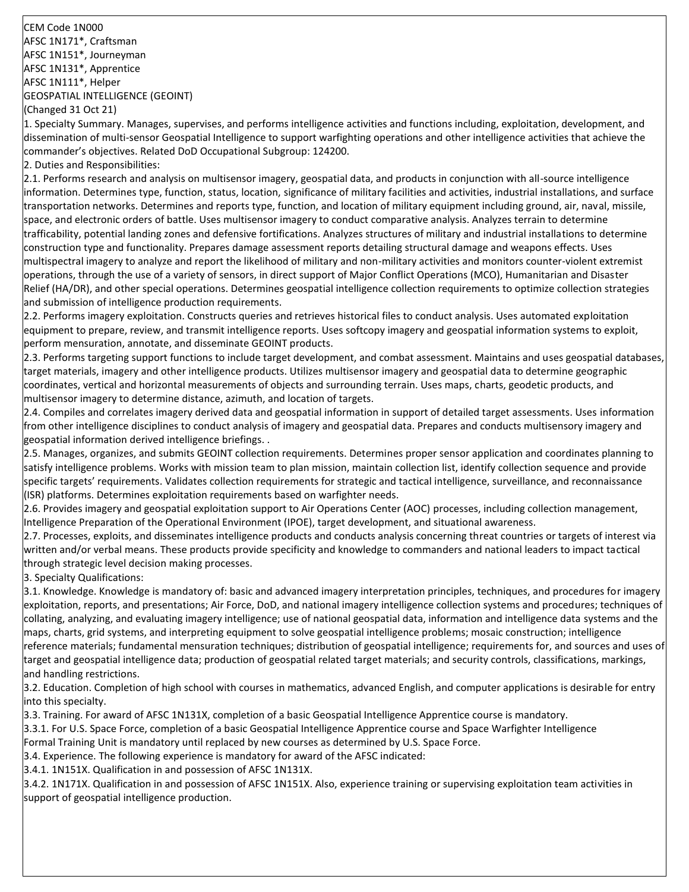CEM Code 1N000
AFSC 1N171*, Craftsman
AFSC 1N151*, Journeyman
AFSC 1N131*, Apprentice
AFSC 1N111*, Helper
GEOSPATIAL INTELLIGENCE (GEOINT)
(Changed 31 Oct 21)

1. Specialty Summary. Manages, supervises, and performs intelligence activities and functions including, exploitation, development, and dissemination of multi-sensor Geospatial Intelligence to support warfighting operations and other intelligence activities that achieve the commander's objectives. Related DoD Occupational Subgroup: 124200.

2. Duties and Responsibilities:

2.1. Performs research and analysis on multisensor imagery, geospatial data, and products in conjunction with all-source intelligence information. Determines type, function, status, location, significance of military facilities and activities, industrial installations, and surface transportation networks. Determines and reports type, function, and location of military equipment including ground, air, naval, missile, space, and electronic orders of battle. Uses multisensor imagery to conduct comparative analysis. Analyzes terrain to determine trafficability, potential landing zones and defensive fortifications. Analyzes structures of military and industrial installations to determine construction type and functionality. Prepares damage assessment reports detailing structural damage and weapons effects. Uses multispectral imagery to analyze and report the likelihood of military and non-military activities and monitors counter-violent extremist operations, through the use of a variety of sensors, in direct support of Major Conflict Operations (MCO), Humanitarian and Disaster Relief (HA/DR), and other special operations. Determines geospatial intelligence collection requirements to optimize collection strategies and submission of intelligence production requirements.

2.2. Performs imagery exploitation. Constructs queries and retrieves historical files to conduct analysis. Uses automated exploitation equipment to prepare, review, and transmit intelligence reports. Uses softcopy imagery and geospatial information systems to exploit, perform mensuration, annotate, and disseminate GEOINT products.

2.3. Performs targeting support functions to include target development, and combat assessment. Maintains and uses geospatial databases, target materials, imagery and other intelligence products. Utilizes multisensor imagery and geospatial data to determine geographic coordinates, vertical and horizontal measurements of objects and surrounding terrain. Uses maps, charts, geodetic products, and multisensor imagery to determine distance, azimuth, and location of targets.

2.4. Compiles and correlates imagery derived data and geospatial information in support of detailed target assessments. Uses information from other intelligence disciplines to conduct analysis of imagery and geospatial data. Prepares and conducts multisensory imagery and geospatial information derived intelligence briefings. .

2.5. Manages, organizes, and submits GEOINT collection requirements. Determines proper sensor application and coordinates planning to satisfy intelligence problems. Works with mission team to plan mission, maintain collection list, identify collection sequence and provide specific targets' requirements. Validates collection requirements for strategic and tactical intelligence, surveillance, and reconnaissance (ISR) platforms. Determines exploitation requirements based on warfighter needs.

2.6. Provides imagery and geospatial exploitation support to Air Operations Center (AOC) processes, including collection management, Intelligence Preparation of the Operational Environment (IPOE), target development, and situational awareness.

2.7. Processes, exploits, and disseminates intelligence products and conducts analysis concerning threat countries or targets of interest via written and/or verbal means. These products provide specificity and knowledge to commanders and national leaders to impact tactical through strategic level decision making processes.

3. Specialty Qualifications:

3.1. Knowledge. Knowledge is mandatory of: basic and advanced imagery interpretation principles, techniques, and procedures for imagery exploitation, reports, and presentations; Air Force, DoD, and national imagery intelligence collection systems and procedures; techniques of collating, analyzing, and evaluating imagery intelligence; use of national geospatial data, information and intelligence data systems and the maps, charts, grid systems, and interpreting equipment to solve geospatial intelligence problems; mosaic construction; intelligence reference materials; fundamental mensuration techniques; distribution of geospatial intelligence; requirements for, and sources and uses of target and geospatial intelligence data; production of geospatial related target materials; and security controls, classifications, markings, and handling restrictions.

3.2. Education. Completion of high school with courses in mathematics, advanced English, and computer applications is desirable for entry into this specialty.

3.3. Training. For award of AFSC 1N131X, completion of a basic Geospatial Intelligence Apprentice course is mandatory.

3.3.1. For U.S. Space Force, completion of a basic Geospatial Intelligence Apprentice course and Space Warfighter Intelligence Formal Training Unit is mandatory until replaced by new courses as determined by U.S. Space Force.

3.4. Experience. The following experience is mandatory for award of the AFSC indicated:

3.4.1. 1N151X. Qualification in and possession of AFSC 1N131X.

3.4.2. 1N171X. Qualification in and possession of AFSC 1N151X. Also, experience training or supervising exploitation team activities in support of geospatial intelligence production.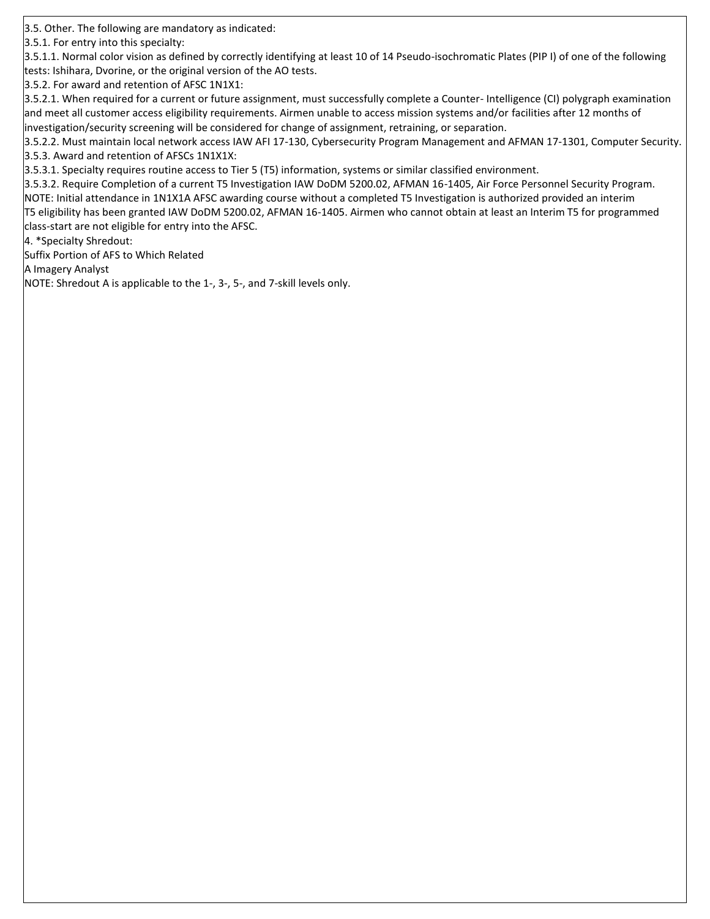3.5. Other. The following are mandatory as indicated:

3.5.1. For entry into this specialty:

3.5.1.1. Normal color vision as defined by correctly identifying at least 10 of 14 Pseudo-isochromatic Plates (PIP I) of one of the following tests: Ishihara, Dvorine, or the original version of the AO tests.

3.5.2. For award and retention of AFSC 1N1X1:

3.5.2.1. When required for a current or future assignment, must successfully complete a Counter- Intelligence (CI) polygraph examination and meet all customer access eligibility requirements. Airmen unable to access mission systems and/or facilities after 12 months of investigation/security screening will be considered for change of assignment, retraining, or separation.

3.5.2.2. Must maintain local network access IAW AFI 17-130, Cybersecurity Program Management and AFMAN 17-1301, Computer Security.

3.5.3. Award and retention of AFSCs 1N1X1X:

3.5.3.1. Specialty requires routine access to Tier 5 (T5) information, systems or similar classified environment.

3.5.3.2. Require Completion of a current T5 Investigation IAW DoDM 5200.02, AFMAN 16-1405, Air Force Personnel Security Program. NOTE: Initial attendance in 1N1X1A AFSC awarding course without a completed T5 Investigation is authorized provided an interim T5 eligibility has been granted IAW DoDM 5200.02, AFMAN 16-1405. Airmen who cannot obtain at least an Interim T5 for programmed class-start are not eligible for entry into the AFSC.

4. *Specialty Shredout:

Suffix Portion of AFS to Which Related

A Imagery Analyst

NOTE: Shredout A is applicable to the 1-, 3-, 5-, and 7-skill levels only.